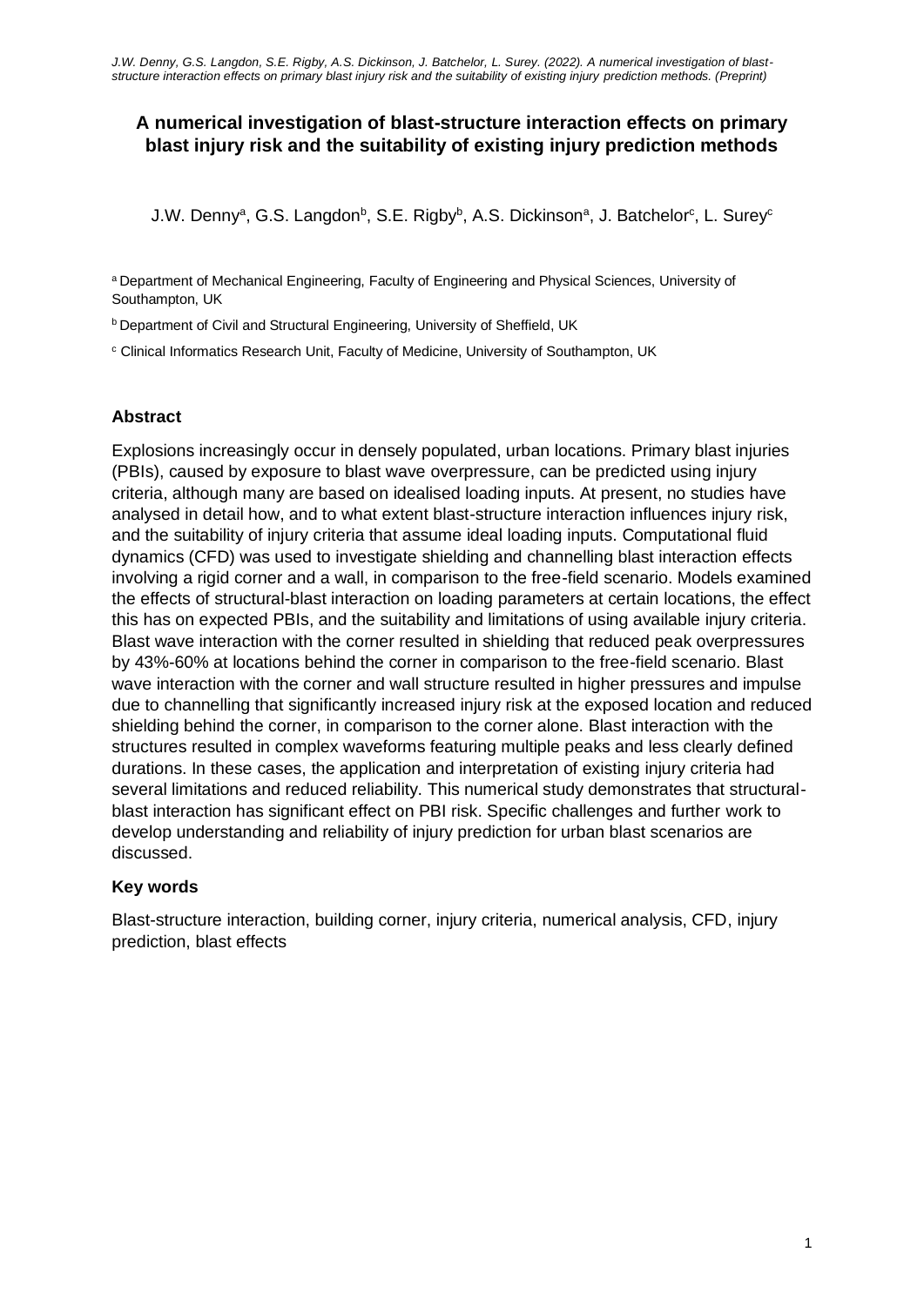# A numerical investigation of blast-structure interaction effects on primary blast injury risk and the suitability of existing injury prediction methods

J.W. Denny[a], G.S. Langdon[b], S.E. Rigby[b], A.S. Dickinson[a], J. Batchelor[c], L. Surey[c]

[a] Department of Mechanical Engineering, Faculty of Engineering and Physical Sciences, University of Southampton, UK

[b] Department of Civil and Structural Engineering, University of Sheffield, UK

[c] Clinical Informatics Research Unit, Faculty of Medicine, University of Southampton, UK

## Abstract

Explosions increasingly occur in densely populated, urban locations. Primary blast injuries (PBIs), caused by exposure to blast wave overpressure, can be predicted using injury criteria, although many are based on idealised loading inputs. At present, no studies have analysed in detail how, and to what extent blast-structure interaction influences injury risk, and the suitability of injury criteria that assume ideal loading inputs. Computational fluid dynamics (CFD) was used to investigate shielding and channelling blast interaction effects involving a rigid corner and a wall, in comparison to the free-field scenario. Models examined the effects of structural-blast interaction on loading parameters at certain locations, the effect this has on expected PBIs, and the suitability and limitations of using available injury criteria. Blast wave interaction with the corner resulted in shielding that reduced peak overpressures by 43%-60% at locations behind the corner in comparison to the free-field scenario. Blast wave interaction with the corner and wall structure resulted in higher pressures and impulse due to channelling that significantly increased injury risk at the exposed location and reduced shielding behind the corner, in comparison to the corner alone. Blast interaction with the structures resulted in complex waveforms featuring multiple peaks and less clearly defined durations. In these cases, the application and interpretation of existing injury criteria had several limitations and reduced reliability. This numerical study demonstrates that structural-blast interaction has significant effect on PBI risk. Specific challenges and further work to develop understanding and reliability of injury prediction for urban blast scenarios are discussed.

## Key words

Blast-structure interaction, building corner, injury criteria, numerical analysis, CFD, injury prediction, blast effects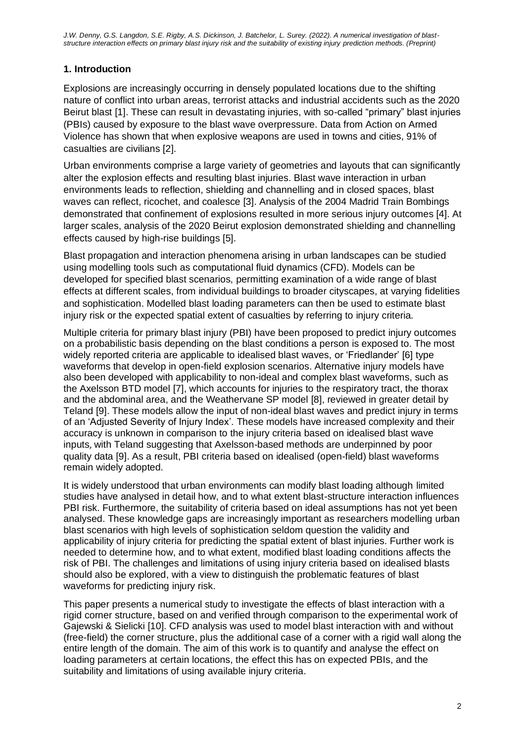## 1. Introduction

Explosions are increasingly occurring in densely populated locations due to the shifting nature of conflict into urban areas, terrorist attacks and industrial accidents such as the 2020 Beirut blast [1]. These can result in devastating injuries, with so-called "primary" blast injuries (PBIs) caused by exposure to the blast wave overpressure. Data from Action on Armed Violence has shown that when explosive weapons are used in towns and cities, 91% of casualties are civilians [2].

Urban environments comprise a large variety of geometries and layouts that can significantly alter the explosion effects and resulting blast injuries. Blast wave interaction in urban environments leads to reflection, shielding and channelling and in closed spaces, blast waves can reflect, ricochet, and coalesce [3]. Analysis of the 2004 Madrid Train Bombings demonstrated that confinement of explosions resulted in more serious injury outcomes [4]. At larger scales, analysis of the 2020 Beirut explosion demonstrated shielding and channelling effects caused by high-rise buildings [5].

Blast propagation and interaction phenomena arising in urban landscapes can be studied using modelling tools such as computational fluid dynamics (CFD). Models can be developed for specified blast scenarios, permitting examination of a wide range of blast effects at different scales, from individual buildings to broader cityscapes, at varying fidelities and sophistication. Modelled blast loading parameters can then be used to estimate blast injury risk or the expected spatial extent of casualties by referring to injury criteria.

Multiple criteria for primary blast injury (PBI) have been proposed to predict injury outcomes on a probabilistic basis depending on the blast conditions a person is exposed to. The most widely reported criteria are applicable to idealised blast waves, or 'Friedlander' [6] type waveforms that develop in open-field explosion scenarios. Alternative injury models have also been developed with applicability to non-ideal and complex blast waveforms, such as the Axelsson BTD model [7], which accounts for injuries to the respiratory tract, the thorax and the abdominal area, and the Weathervane SP model [8], reviewed in greater detail by Teland [9]. These models allow the input of non-ideal blast waves and predict injury in terms of an 'Adjusted Severity of Injury Index'. These models have increased complexity and their accuracy is unknown in comparison to the injury criteria based on idealised blast wave inputs, with Teland suggesting that Axelsson-based methods are underpinned by poor quality data [9]. As a result, PBI criteria based on idealised (open-field) blast waveforms remain widely adopted.

It is widely understood that urban environments can modify blast loading although limited studies have analysed in detail how, and to what extent blast-structure interaction influences PBI risk. Furthermore, the suitability of criteria based on ideal assumptions has not yet been analysed. These knowledge gaps are increasingly important as researchers modelling urban blast scenarios with high levels of sophistication seldom question the validity and applicability of injury criteria for predicting the spatial extent of blast injuries. Further work is needed to determine how, and to what extent, modified blast loading conditions affects the risk of PBI. The challenges and limitations of using injury criteria based on idealised blasts should also be explored, with a view to distinguish the problematic features of blast waveforms for predicting injury risk.

This paper presents a numerical study to investigate the effects of blast interaction with a rigid corner structure, based on and verified through comparison to the experimental work of Gajewski & Sielicki [10]. CFD analysis was used to model blast interaction with and without (free-field) the corner structure, plus the additional case of a corner with a rigid wall along the entire length of the domain. The aim of this work is to quantify and analyse the effect on loading parameters at certain locations, the effect this has on expected PBIs, and the suitability and limitations of using available injury criteria.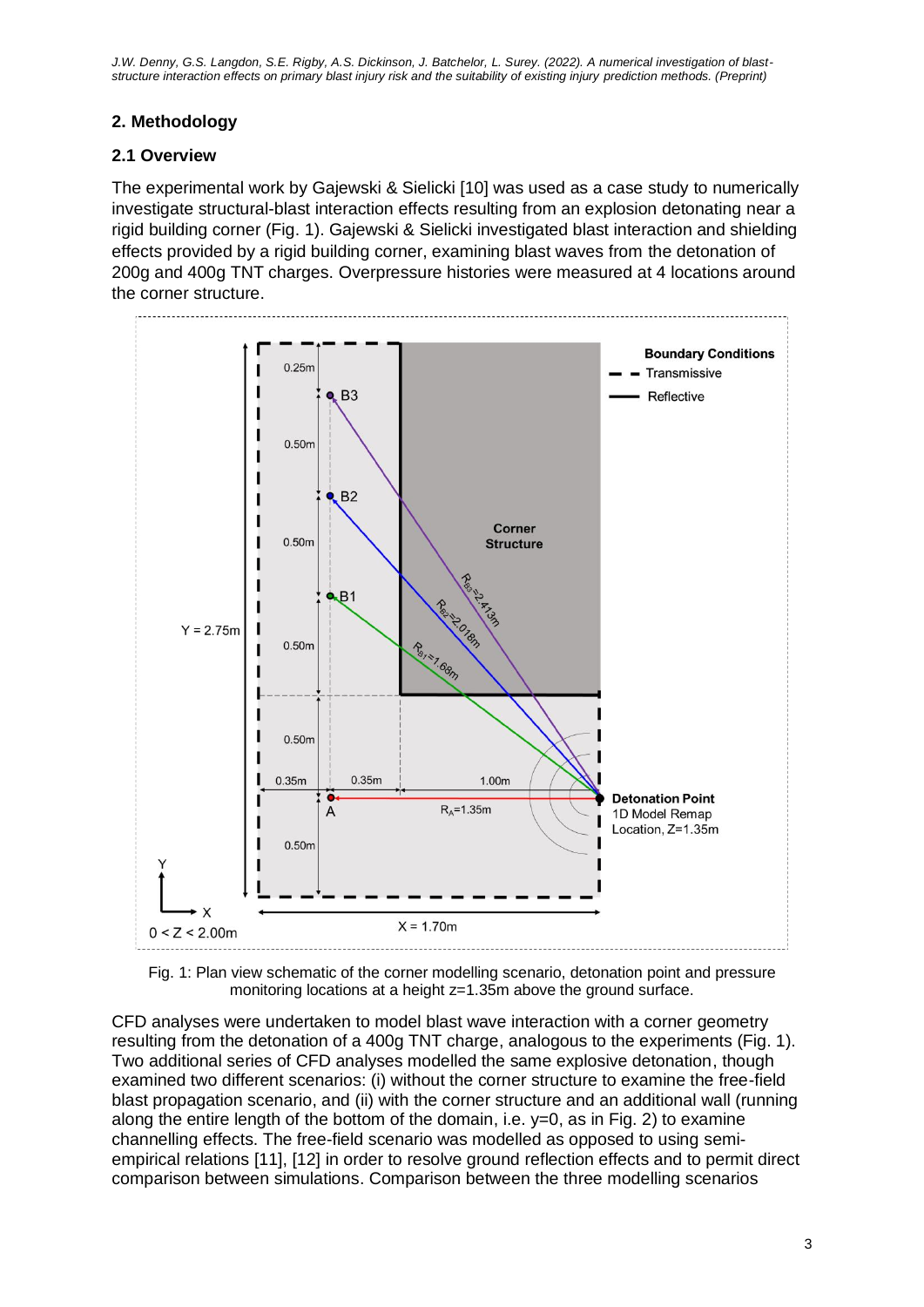## 2. Methodology

### 2.1 Overview

The experimental work by Gajewski & Sielicki [10] was used as a case study to numerically investigate structural-blast interaction effects resulting from an explosion detonating near a rigid building corner (Fig. 1). Gajewski & Sielicki investigated blast interaction and shielding effects provided by a rigid building corner, examining blast waves from the detonation of 200g and 400g TNT charges. Overpressure histories were measured at 4 locations around the corner structure.

Fig. 1: Plan view schematic of the corner modelling scenario, detonation point and pressure monitoring locations at a height z=1.35m above the ground surface.

CFD analyses were undertaken to model blast wave interaction with a corner geometry resulting from the detonation of a 400g TNT charge, analogous to the experiments (Fig. 1). Two additional series of CFD analyses modelled the same explosive detonation, though examined two different scenarios: (i) without the corner structure to examine the free-field blast propagation scenario, and (ii) with the corner structure and an additional wall (running along the entire length of the bottom of the domain, i.e. y=0, as in Fig. 2) to examine channelling effects. The free-field scenario was modelled as opposed to using semi-empirical relations [11], [12] in order to resolve ground reflection effects and to permit direct comparison between simulations. Comparison between the three modelling scenarios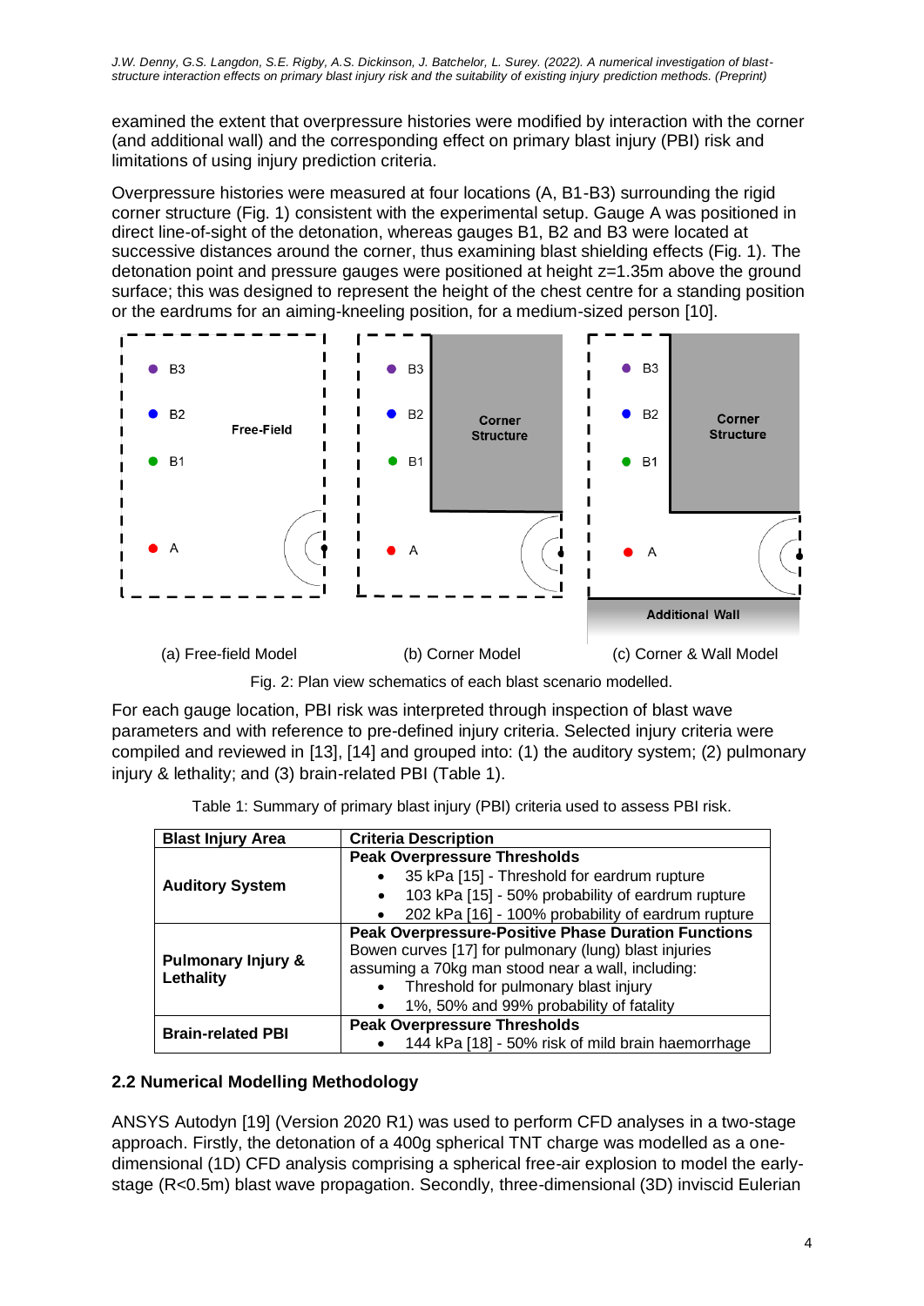examined the extent that overpressure histories were modified by interaction with the corner (and additional wall) and the corresponding effect on primary blast injury (PBI) risk and limitations of using injury prediction criteria.

Overpressure histories were measured at four locations (A, B1-B3) surrounding the rigid corner structure (Fig. 1) consistent with the experimental setup. Gauge A was positioned in direct line-of-sight of the detonation, whereas gauges B1, B2 and B3 were located at successive distances around the corner, thus examining blast shielding effects (Fig. 1). The detonation point and pressure gauges were positioned at height z=1.35m above the ground surface; this was designed to represent the height of the chest centre for a standing position or the eardrums for an aiming-kneeling position, for a medium-sized person [10].

(a) Free-field Model (b) Corner Model (c) Corner & Wall Model

Fig. 2: Plan view schematics of each blast scenario modelled.

For each gauge location, PBI risk was interpreted through inspection of blast wave parameters and with reference to pre-defined injury criteria. Selected injury criteria were compiled and reviewed in [13], [14] and grouped into: (1) the auditory system; (2) pulmonary injury & lethality; and (3) brain-related PBI (Table 1).

Table 1: Summary of primary blast injury (PBI) criteria used to assess PBI risk.

| Blast Injury Area | Criteria Description |
|---|---|
| **Auditory System** | **Peak Overpressure Thresholds**<br>• 35 kPa [15] - Threshold for eardrum rupture<br>• 103 kPa [15] - 50% probability of eardrum rupture<br>• 202 kPa [16] - 100% probability of eardrum rupture |
| **Pulmonary Injury & Lethality** | **Peak Overpressure-Positive Phase Duration Functions**<br>Bowen curves [17] for pulmonary (lung) blast injuries assuming a 70kg man stood near a wall, including:<br>• Threshold for pulmonary blast injury<br>• 1%, 50% and 99% probability of fatality |
| **Brain-related PBI** | **Peak Overpressure Thresholds**<br>• 144 kPa [18] - 50% risk of mild brain haemorrhage |

## 2.2 Numerical Modelling Methodology

ANSYS Autodyn [19] (Version 2020 R1) was used to perform CFD analyses in a two-stage approach. Firstly, the detonation of a 400g spherical TNT charge was modelled as a one-dimensional (1D) CFD analysis comprising a spherical free-air explosion to model the early-stage (R<0.5m) blast wave propagation. Secondly, three-dimensional (3D) inviscid Eulerian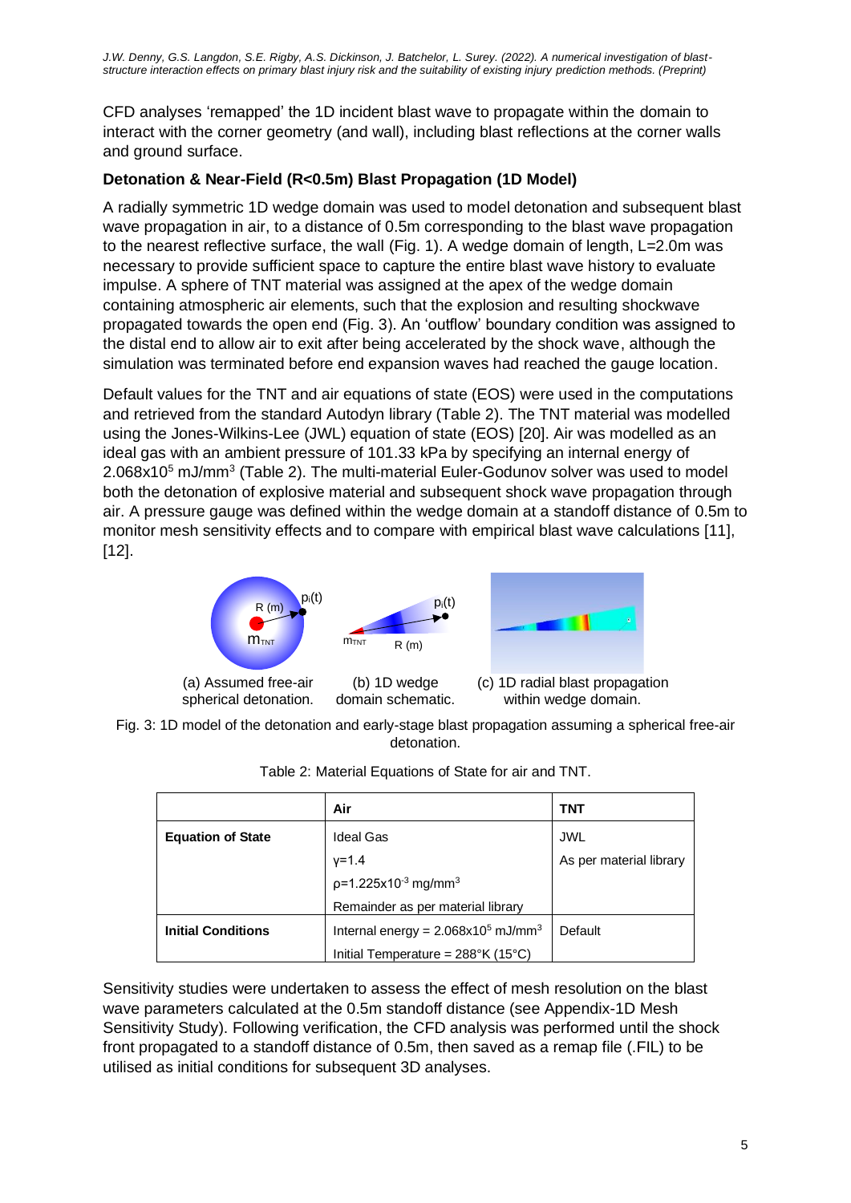CFD analyses 'remapped' the 1D incident blast wave to propagate within the domain to interact with the corner geometry (and wall), including blast reflections at the corner walls and ground surface.

**Detonation & Near-Field (R<0.5m) Blast Propagation (1D Model)**

A radially symmetric 1D wedge domain was used to model detonation and subsequent blast wave propagation in air, to a distance of 0.5m corresponding to the blast wave propagation to the nearest reflective surface, the wall (Fig. 1). A wedge domain of length, L=2.0m was necessary to provide sufficient space to capture the entire blast wave history to evaluate impulse. A sphere of TNT material was assigned at the apex of the wedge domain containing atmospheric air elements, such that the explosion and resulting shockwave propagated towards the open end (Fig. 3). An 'outflow' boundary condition was assigned to the distal end to allow air to exit after being accelerated by the shock wave, although the simulation was terminated before end expansion waves had reached the gauge location.

Default values for the TNT and air equations of state (EOS) were used in the computations and retrieved from the standard Autodyn library (Table 2). The TNT material was modelled using the Jones-Wilkins-Lee (JWL) equation of state (EOS) [20]. Air was modelled as an ideal gas with an ambient pressure of 101.33 kPa by specifying an internal energy of $2.068 \times 10^5$ mJ/mm$^3$ (Table 2). The multi-material Euler-Godunov solver was used to model both the detonation of explosive material and subsequent shock wave propagation through air. A pressure gauge was defined within the wedge domain at a standoff distance of 0.5m to monitor mesh sensitivity effects and to compare with empirical blast wave calculations [11], [12].

(a) Assumed free-air spherical detonation. (b) 1D wedge domain schematic. (c) 1D radial blast propagation within wedge domain.

Fig. 3: 1D model of the detonation and early-stage blast propagation assuming a spherical free-air detonation.

Table 2: Material Equations of State for air and TNT.

| | Air | TNT |
|---|---|---|
| **Equation of State** | Ideal Gas | JWL |
| | $\gamma$=1.4 | As per material library |
| | $\rho$=1.225x10$^{-3}$ mg/mm$^3$ | |
| | Remainder as per material library | |
| **Initial Conditions** | Internal energy = 2.068x10$^5$ mJ/mm$^3$ | Default |
| | Initial Temperature = 288°K (15°C) | |

Sensitivity studies were undertaken to assess the effect of mesh resolution on the blast wave parameters calculated at the 0.5m standoff distance (see Appendix-1D Mesh Sensitivity Study). Following verification, the CFD analysis was performed until the shock front propagated to a standoff distance of 0.5m, then saved as a remap file (.FIL) to be utilised as initial conditions for subsequent 3D analyses.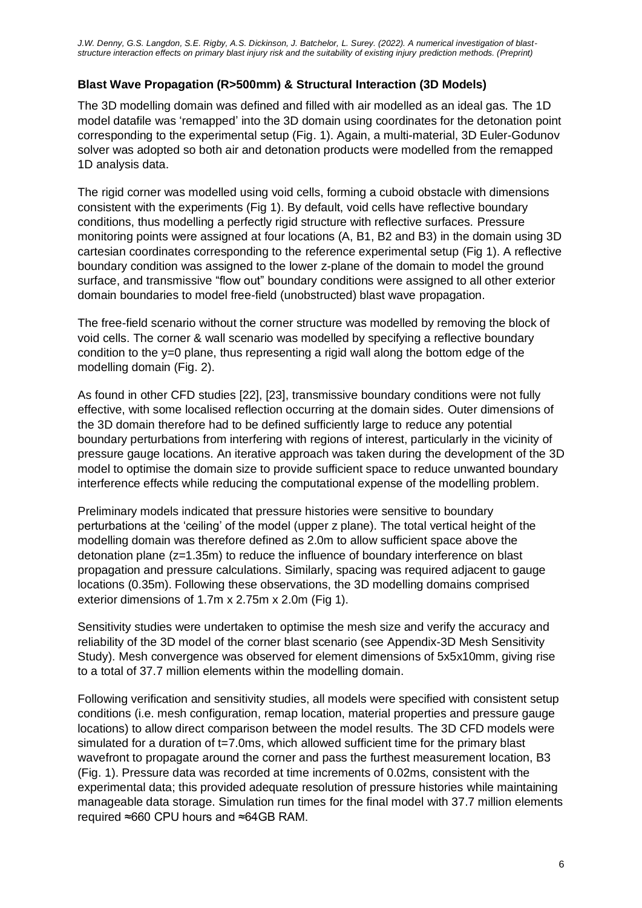**Blast Wave Propagation (R>500mm) & Structural Interaction (3D Models)**

The 3D modelling domain was defined and filled with air modelled as an ideal gas. The 1D model datafile was 'remapped' into the 3D domain using coordinates for the detonation point corresponding to the experimental setup (Fig. 1). Again, a multi-material, 3D Euler-Godunov solver was adopted so both air and detonation products were modelled from the remapped 1D analysis data.

The rigid corner was modelled using void cells, forming a cuboid obstacle with dimensions consistent with the experiments (Fig 1). By default, void cells have reflective boundary conditions, thus modelling a perfectly rigid structure with reflective surfaces. Pressure monitoring points were assigned at four locations (A, B1, B2 and B3) in the domain using 3D cartesian coordinates corresponding to the reference experimental setup (Fig 1). A reflective boundary condition was assigned to the lower z-plane of the domain to model the ground surface, and transmissive "flow out" boundary conditions were assigned to all other exterior domain boundaries to model free-field (unobstructed) blast wave propagation.

The free-field scenario without the corner structure was modelled by removing the block of void cells. The corner & wall scenario was modelled by specifying a reflective boundary condition to the y=0 plane, thus representing a rigid wall along the bottom edge of the modelling domain (Fig. 2).

As found in other CFD studies [22], [23], transmissive boundary conditions were not fully effective, with some localised reflection occurring at the domain sides. Outer dimensions of the 3D domain therefore had to be defined sufficiently large to reduce any potential boundary perturbations from interfering with regions of interest, particularly in the vicinity of pressure gauge locations. An iterative approach was taken during the development of the 3D model to optimise the domain size to provide sufficient space to reduce unwanted boundary interference effects while reducing the computational expense of the modelling problem.

Preliminary models indicated that pressure histories were sensitive to boundary perturbations at the 'ceiling' of the model (upper z plane). The total vertical height of the modelling domain was therefore defined as 2.0m to allow sufficient space above the detonation plane (z=1.35m) to reduce the influence of boundary interference on blast propagation and pressure calculations. Similarly, spacing was required adjacent to gauge locations (0.35m). Following these observations, the 3D modelling domains comprised exterior dimensions of 1.7m x 2.75m x 2.0m (Fig 1).

Sensitivity studies were undertaken to optimise the mesh size and verify the accuracy and reliability of the 3D model of the corner blast scenario (see Appendix-3D Mesh Sensitivity Study). Mesh convergence was observed for element dimensions of 5x5x10mm, giving rise to a total of 37.7 million elements within the modelling domain.

Following verification and sensitivity studies, all models were specified with consistent setup conditions (i.e. mesh configuration, remap location, material properties and pressure gauge locations) to allow direct comparison between the model results. The 3D CFD models were simulated for a duration of t=7.0ms, which allowed sufficient time for the primary blast wavefront to propagate around the corner and pass the furthest measurement location, B3 (Fig. 1). Pressure data was recorded at time increments of 0.02ms, consistent with the experimental data; this provided adequate resolution of pressure histories while maintaining manageable data storage. Simulation run times for the final model with 37.7 million elements required ≈660 CPU hours and ≈64GB RAM.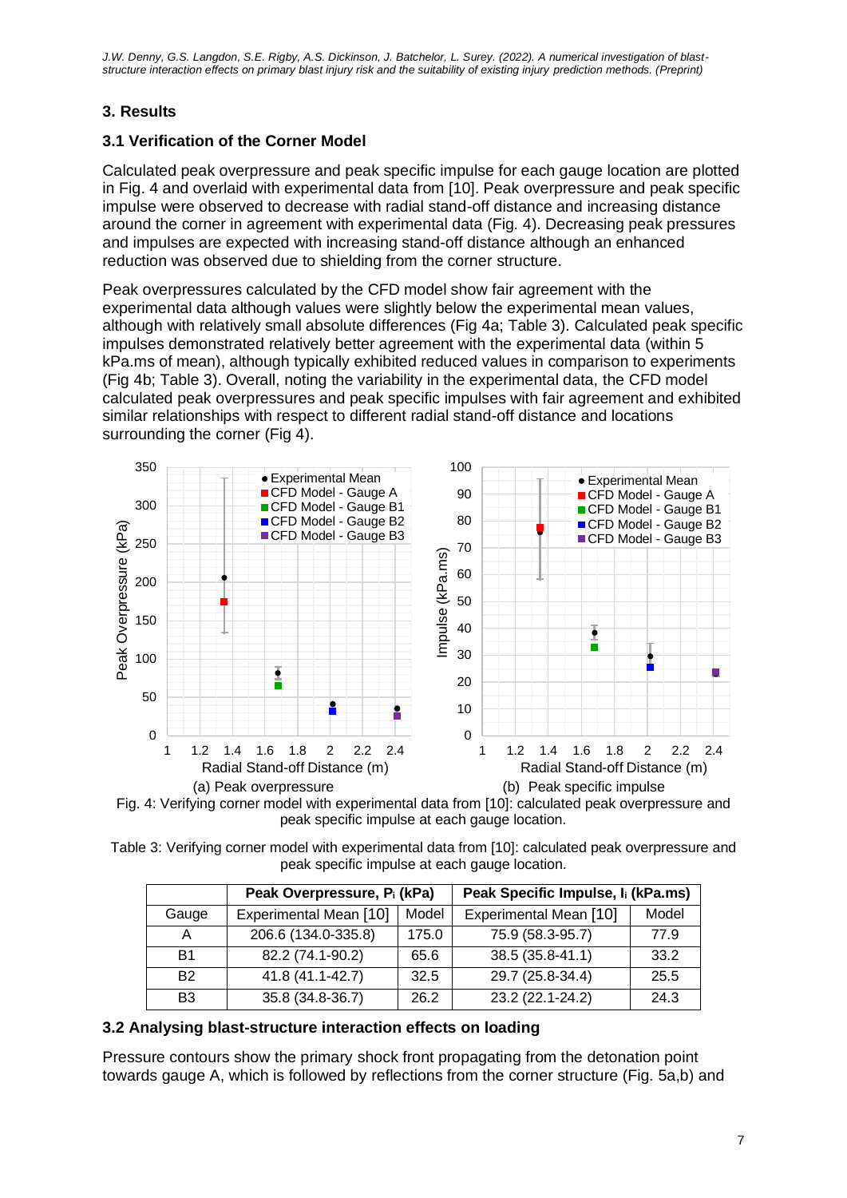## 3. Results

### 3.1 Verification of the Corner Model

Calculated peak overpressure and peak specific impulse for each gauge location are plotted in Fig. 4 and overlaid with experimental data from [10]. Peak overpressure and peak specific impulse were observed to decrease with radial stand-off distance and increasing distance around the corner in agreement with experimental data (Fig. 4). Decreasing peak pressures and impulses are expected with increasing stand-off distance although an enhanced reduction was observed due to shielding from the corner structure.

Peak overpressures calculated by the CFD model show fair agreement with the experimental data although values were slightly below the experimental mean values, although with relatively small absolute differences (Fig 4a; Table 3). Calculated peak specific impulses demonstrated relatively better agreement with the experimental data (within 5 kPa.ms of mean), although typically exhibited reduced values in comparison to experiments (Fig 4b; Table 3). Overall, noting the variability in the experimental data, the CFD model calculated peak overpressures and peak specific impulses with fair agreement and exhibited similar relationships with respect to different radial stand-off distance and locations surrounding the corner (Fig 4).

(a) Peak overpressure (b) Peak specific impulse

Fig. 4: Verifying corner model with experimental data from [10]: calculated peak overpressure and peak specific impulse at each gauge location.

Table 3: Verifying corner model with experimental data from [10]: calculated peak overpressure and peak specific impulse at each gauge location.

| | Peak Overpressure, $P_i$ (kPa) | | Peak Specific Impulse, $I_i$ (kPa.ms) | |
|---|---|---|---|---|
| Gauge | Experimental Mean [10] | Model | Experimental Mean [10] | Model |
| A | 206.6 (134.0-335.8) | 175.0 | 75.9 (58.3-95.7) | 77.9 |
| B1 | 82.2 (74.1-90.2) | 65.6 | 38.5 (35.8-41.1) | 33.2 |
| B2 | 41.8 (41.1-42.7) | 32.5 | 29.7 (25.8-34.4) | 25.5 |
| B3 | 35.8 (34.8-36.7) | 26.2 | 23.2 (22.1-24.2) | 24.3 |

### 3.2 Analysing blast-structure interaction effects on loading

Pressure contours show the primary shock front propagating from the detonation point towards gauge A, which is followed by reflections from the corner structure (Fig. 5a,b) and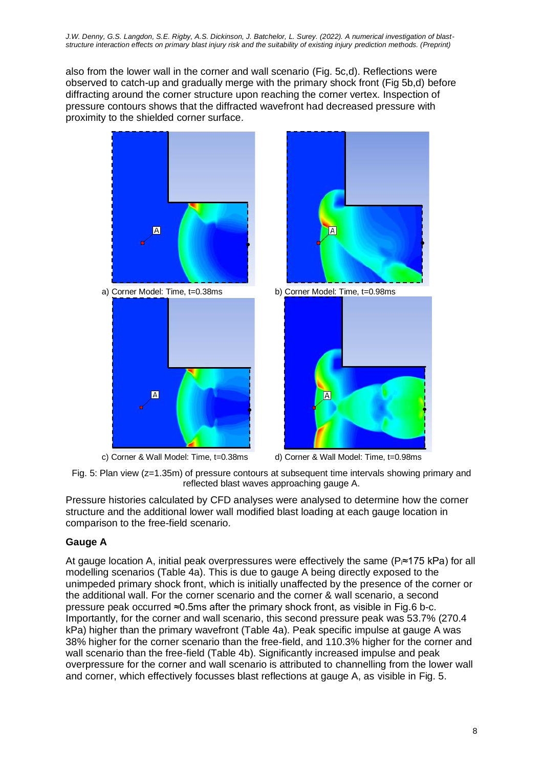also from the lower wall in the corner and wall scenario (Fig. 5c,d). Reflections were observed to catch-up and gradually merge with the primary shock front (Fig 5b,d) before diffracting around the corner structure upon reaching the corner vertex. Inspection of pressure contours shows that the diffracted wavefront had decreased pressure with proximity to the shielded corner surface.

a) Corner Model: Time, t=0.38ms

b) Corner Model: Time, t=0.98ms

c) Corner & Wall Model: Time, t=0.38ms

d) Corner & Wall Model: Time, t=0.98ms

Fig. 5: Plan view (z=1.35m) of pressure contours at subsequent time intervals showing primary and reflected blast waves approaching gauge A.

Pressure histories calculated by CFD analyses were analysed to determine how the corner structure and the additional lower wall modified blast loading at each gauge location in comparison to the free-field scenario.

**Gauge A**

At gauge location A, initial peak overpressures were effectively the same ($P_i$≈175 kPa) for all modelling scenarios (Table 4a). This is due to gauge A being directly exposed to the unimpeded primary shock front, which is initially unaffected by the presence of the corner or the additional wall. For the corner scenario and the corner & wall scenario, a second pressure peak occurred ≈0.5ms after the primary shock front, as visible in Fig.6 b-c. Importantly, for the corner and wall scenario, this second pressure peak was 53.7% (270.4 kPa) higher than the primary wavefront (Table 4a). Peak specific impulse at gauge A was 38% higher for the corner scenario than the free-field, and 110.3% higher for the corner and wall scenario than the free-field (Table 4b). Significantly increased impulse and peak overpressure for the corner and wall scenario is attributed to channelling from the lower wall and corner, which effectively focusses blast reflections at gauge A, as visible in Fig. 5.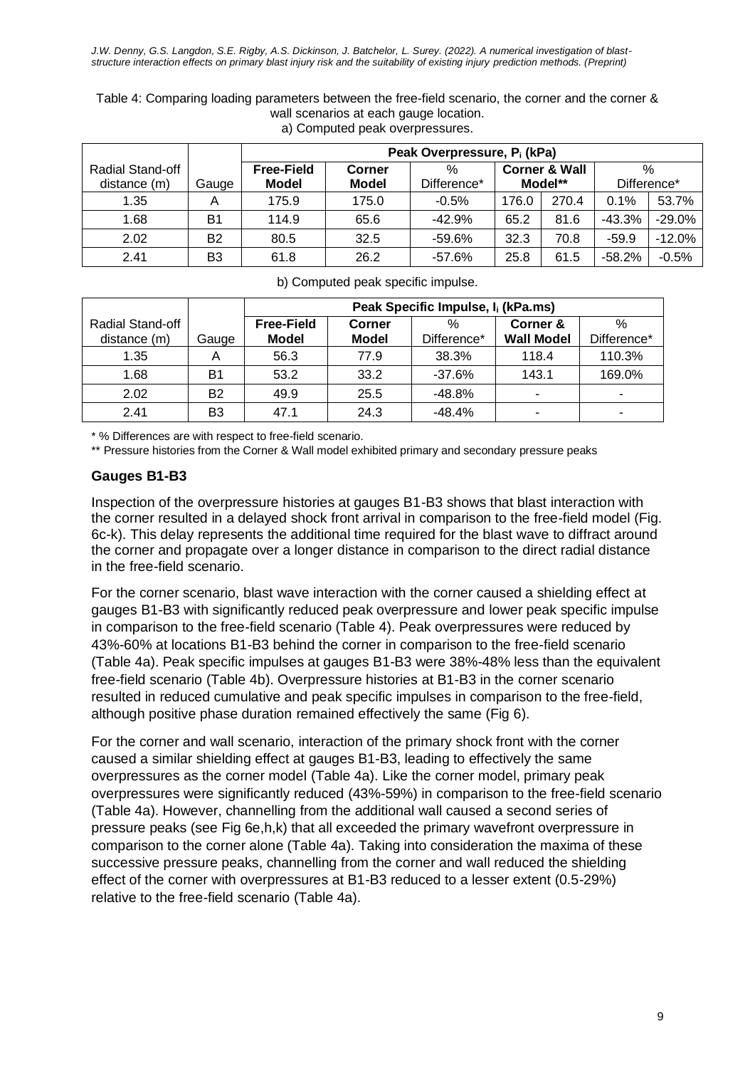Table 4: Comparing loading parameters between the free-field scenario, the corner and the corner & wall scenarios at each gauge location.

a) Computed peak overpressures.

| Radial Stand-off distance (m) | Gauge | Peak Overpressure, $P_i$ (kPa) | | | | | | |
|---|---|---|---|---|---|---|---|---|
| | | **Free-Field Model** | **Corner Model** | % Difference* | **Corner & Wall Model**** | | % Difference* | |
| 1.35 | A | 175.9 | 175.0 | -0.5% | 176.0 | 270.4 | 0.1% | 53.7% |
| 1.68 | B1 | 114.9 | 65.6 | -42.9% | 65.2 | 81.6 | -43.3% | -29.0% |
| 2.02 | B2 | 80.5 | 32.5 | -59.6% | 32.3 | 70.8 | -59.9 | -12.0% |
| 2.41 | B3 | 61.8 | 26.2 | -57.6% | 25.8 | 61.5 | -58.2% | -0.5% |

b) Computed peak specific impulse.

| Radial Stand-off distance (m) | Gauge | Peak Specific Impulse, $I_i$ (kPa.ms) | | | | |
|---|---|---|---|---|---|---|
| | | **Free-Field Model** | **Corner Model** | % Difference* | **Corner & Wall Model** | % Difference* |
| 1.35 | A | 56.3 | 77.9 | 38.3% | 118.4 | 110.3% |
| 1.68 | B1 | 53.2 | 33.2 | -37.6% | 143.1 | 169.0% |
| 2.02 | B2 | 49.9 | 25.5 | -48.8% | - | - |
| 2.41 | B3 | 47.1 | 24.3 | -48.4% | - | - |

* % Differences are with respect to free-field scenario.

** Pressure histories from the Corner & Wall model exhibited primary and secondary pressure peaks

### Gauges B1-B3

Inspection of the overpressure histories at gauges B1-B3 shows that blast interaction with the corner resulted in a delayed shock front arrival in comparison to the free-field model (Fig. 6c-k). This delay represents the additional time required for the blast wave to diffract around the corner and propagate over a longer distance in comparison to the direct radial distance in the free-field scenario.

For the corner scenario, blast wave interaction with the corner caused a shielding effect at gauges B1-B3 with significantly reduced peak overpressure and lower peak specific impulse in comparison to the free-field scenario (Table 4). Peak overpressures were reduced by 43%-60% at locations B1-B3 behind the corner in comparison to the free-field scenario (Table 4a). Peak specific impulses at gauges B1-B3 were 38%-48% less than the equivalent free-field scenario (Table 4b). Overpressure histories at B1-B3 in the corner scenario resulted in reduced cumulative and peak specific impulses in comparison to the free-field, although positive phase duration remained effectively the same (Fig 6).

For the corner and wall scenario, interaction of the primary shock front with the corner caused a similar shielding effect at gauges B1-B3, leading to effectively the same overpressures as the corner model (Table 4a). Like the corner model, primary peak overpressures were significantly reduced (43%-59%) in comparison to the free-field scenario (Table 4a). However, channelling from the additional wall caused a second series of pressure peaks (see Fig 6e,h,k) that all exceeded the primary wavefront overpressure in comparison to the corner alone (Table 4a). Taking into consideration the maxima of these successive pressure peaks, channelling from the corner and wall reduced the shielding effect of the corner with overpressures at B1-B3 reduced to a lesser extent (0.5-29%) relative to the free-field scenario (Table 4a).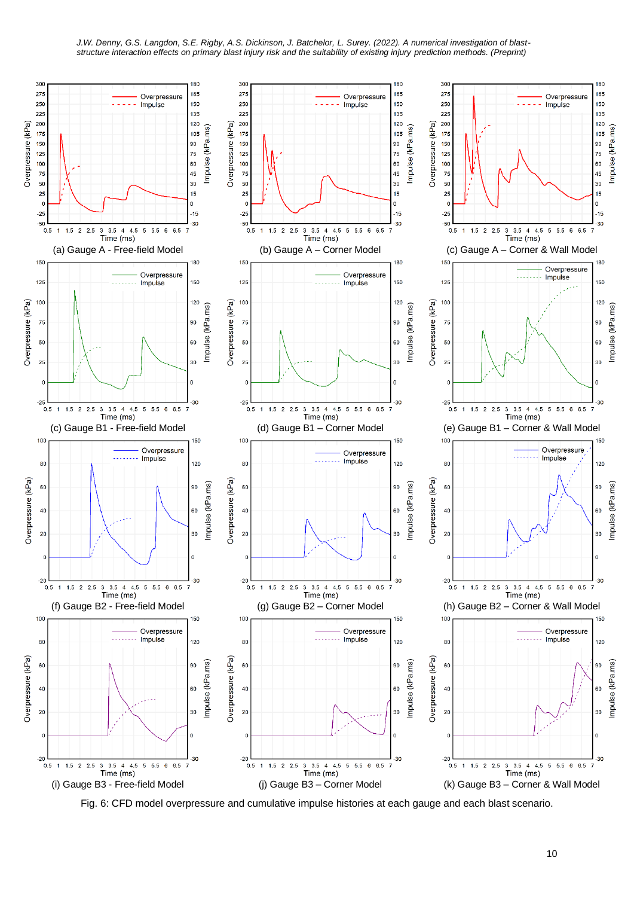(a) Gauge A - Free-field Model

(b) Gauge A – Corner Model

(c) Gauge A – Corner & Wall Model

(c) Gauge B1 - Free-field Model

(d) Gauge B1 – Corner Model

(e) Gauge B1 – Corner & Wall Model

(f) Gauge B2 - Free-field Model

(g) Gauge B2 – Corner Model

(h) Gauge B2 – Corner & Wall Model

(i) Gauge B3 - Free-field Model

(j) Gauge B3 – Corner Model

(k) Gauge B3 – Corner & Wall Model

Fig. 6: CFD model overpressure and cumulative impulse histories at each gauge and each blast scenario.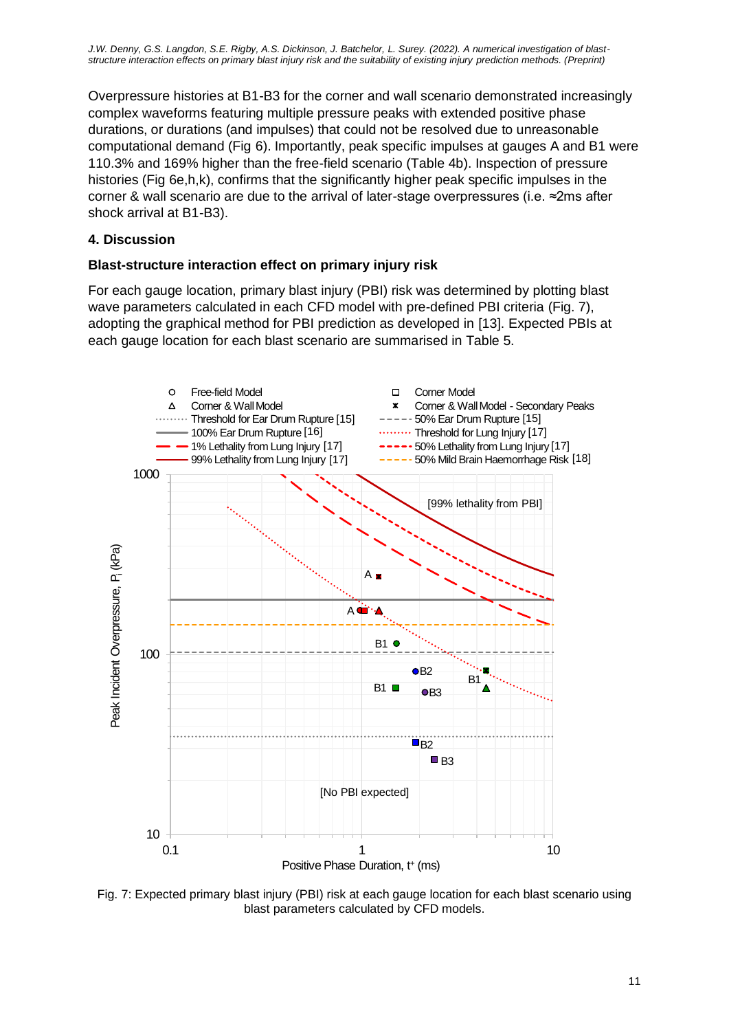Overpressure histories at B1-B3 for the corner and wall scenario demonstrated increasingly complex waveforms featuring multiple pressure peaks with extended positive phase durations, or durations (and impulses) that could not be resolved due to unreasonable computational demand (Fig 6). Importantly, peak specific impulses at gauges A and B1 were 110.3% and 169% higher than the free-field scenario (Table 4b). Inspection of pressure histories (Fig 6e,h,k), confirms that the significantly higher peak specific impulses in the corner & wall scenario are due to the arrival of later-stage overpressures (i.e. ≈2ms after shock arrival at B1-B3).

## 4. Discussion

### Blast-structure interaction effect on primary injury risk

For each gauge location, primary blast injury (PBI) risk was determined by plotting blast wave parameters calculated in each CFD model with pre-defined PBI criteria (Fig. 7), adopting the graphical method for PBI prediction as developed in [13]. Expected PBIs at each gauge location for each blast scenario are summarised in Table 5.

Fig. 7: Expected primary blast injury (PBI) risk at each gauge location for each blast scenario using blast parameters calculated by CFD models.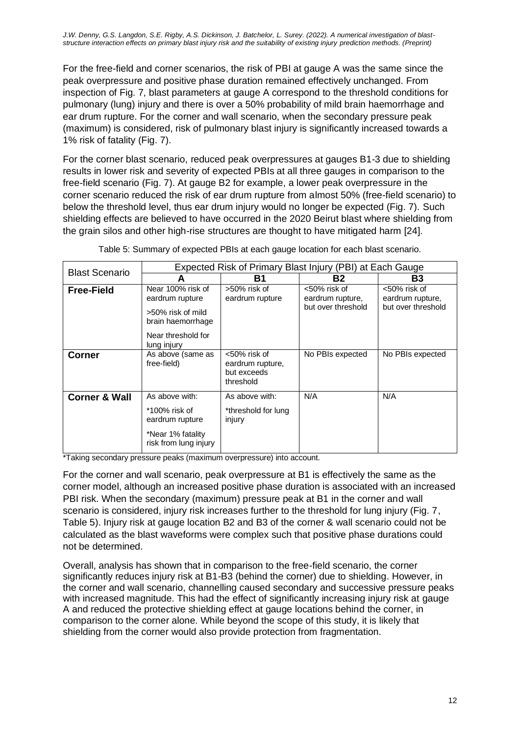For the free-field and corner scenarios, the risk of PBI at gauge A was the same since the peak overpressure and positive phase duration remained effectively unchanged. From inspection of Fig. 7, blast parameters at gauge A correspond to the threshold conditions for pulmonary (lung) injury and there is over a 50% probability of mild brain haemorrhage and ear drum rupture. For the corner and wall scenario, when the secondary pressure peak (maximum) is considered, risk of pulmonary blast injury is significantly increased towards a 1% risk of fatality (Fig. 7).

For the corner blast scenario, reduced peak overpressures at gauges B1-3 due to shielding results in lower risk and severity of expected PBIs at all three gauges in comparison to the free-field scenario (Fig. 7). At gauge B2 for example, a lower peak overpressure in the corner scenario reduced the risk of ear drum rupture from almost 50% (free-field scenario) to below the threshold level, thus ear drum injury would no longer be expected (Fig. 7). Such shielding effects are believed to have occurred in the 2020 Beirut blast where shielding from the grain silos and other high-rise structures are thought to have mitigated harm [24].

Table 5: Summary of expected PBIs at each gauge location for each blast scenario.

| Blast Scenario | Expected Risk of Primary Blast Injury (PBI) at Each Gauge | | | |
|---|---|---|---|---|
| | **A** | **B1** | **B2** | **B3** |
| **Free-Field** | Near 100% risk of eardrum rupture<br>>50% risk of mild brain haemorrhage<br>Near threshold for lung injury | >50% risk of eardrum rupture | <50% risk of eardrum rupture, but over threshold | <50% risk of eardrum rupture, but over threshold |
| **Corner** | As above (same as free-field) | <50% risk of eardrum rupture, but exceeds threshold | No PBIs expected | No PBIs expected |
| **Corner & Wall** | As above with:<br>*100% risk of eardrum rupture<br>*Near 1% fatality risk from lung injury | As above with:<br>*threshold for lung injury | N/A | N/A |

*Taking secondary pressure peaks (maximum overpressure) into account.

For the corner and wall scenario, peak overpressure at B1 is effectively the same as the corner model, although an increased positive phase duration is associated with an increased PBI risk. When the secondary (maximum) pressure peak at B1 in the corner and wall scenario is considered, injury risk increases further to the threshold for lung injury (Fig. 7, Table 5). Injury risk at gauge location B2 and B3 of the corner & wall scenario could not be calculated as the blast waveforms were complex such that positive phase durations could not be determined.

Overall, analysis has shown that in comparison to the free-field scenario, the corner significantly reduces injury risk at B1-B3 (behind the corner) due to shielding. However, in the corner and wall scenario, channelling caused secondary and successive pressure peaks with increased magnitude. This had the effect of significantly increasing injury risk at gauge A and reduced the protective shielding effect at gauge locations behind the corner, in comparison to the corner alone. While beyond the scope of this study, it is likely that shielding from the corner would also provide protection from fragmentation.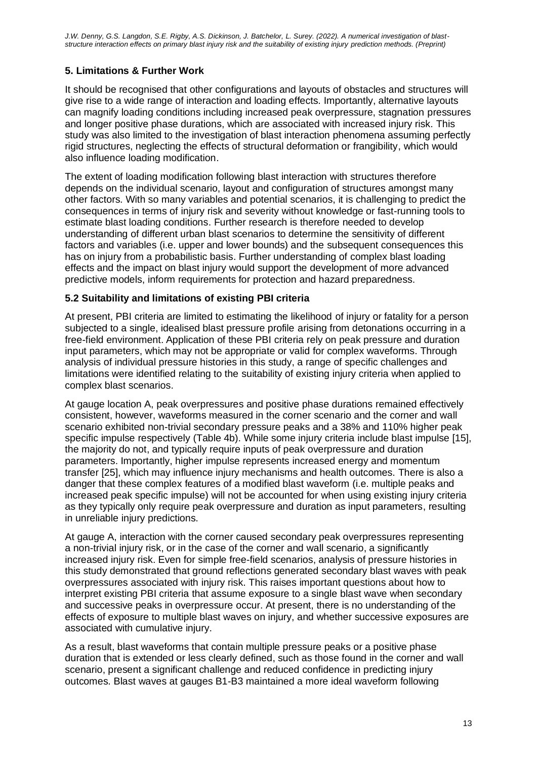## 5. Limitations & Further Work

It should be recognised that other configurations and layouts of obstacles and structures will give rise to a wide range of interaction and loading effects. Importantly, alternative layouts can magnify loading conditions including increased peak overpressure, stagnation pressures and longer positive phase durations, which are associated with increased injury risk. This study was also limited to the investigation of blast interaction phenomena assuming perfectly rigid structures, neglecting the effects of structural deformation or frangibility, which would also influence loading modification.

The extent of loading modification following blast interaction with structures therefore depends on the individual scenario, layout and configuration of structures amongst many other factors. With so many variables and potential scenarios, it is challenging to predict the consequences in terms of injury risk and severity without knowledge or fast-running tools to estimate blast loading conditions. Further research is therefore needed to develop understanding of different urban blast scenarios to determine the sensitivity of different factors and variables (i.e. upper and lower bounds) and the subsequent consequences this has on injury from a probabilistic basis. Further understanding of complex blast loading effects and the impact on blast injury would support the development of more advanced predictive models, inform requirements for protection and hazard preparedness.

### 5.2 Suitability and limitations of existing PBI criteria

At present, PBI criteria are limited to estimating the likelihood of injury or fatality for a person subjected to a single, idealised blast pressure profile arising from detonations occurring in a free-field environment. Application of these PBI criteria rely on peak pressure and duration input parameters, which may not be appropriate or valid for complex waveforms. Through analysis of individual pressure histories in this study, a range of specific challenges and limitations were identified relating to the suitability of existing injury criteria when applied to complex blast scenarios.

At gauge location A, peak overpressures and positive phase durations remained effectively consistent, however, waveforms measured in the corner scenario and the corner and wall scenario exhibited non-trivial secondary pressure peaks and a 38% and 110% higher peak specific impulse respectively (Table 4b). While some injury criteria include blast impulse [15], the majority do not, and typically require inputs of peak overpressure and duration parameters. Importantly, higher impulse represents increased energy and momentum transfer [25], which may influence injury mechanisms and health outcomes. There is also a danger that these complex features of a modified blast waveform (i.e. multiple peaks and increased peak specific impulse) will not be accounted for when using existing injury criteria as they typically only require peak overpressure and duration as input parameters, resulting in unreliable injury predictions.

At gauge A, interaction with the corner caused secondary peak overpressures representing a non-trivial injury risk, or in the case of the corner and wall scenario, a significantly increased injury risk. Even for simple free-field scenarios, analysis of pressure histories in this study demonstrated that ground reflections generated secondary blast waves with peak overpressures associated with injury risk. This raises important questions about how to interpret existing PBI criteria that assume exposure to a single blast wave when secondary and successive peaks in overpressure occur. At present, there is no understanding of the effects of exposure to multiple blast waves on injury, and whether successive exposures are associated with cumulative injury.

As a result, blast waveforms that contain multiple pressure peaks or a positive phase duration that is extended or less clearly defined, such as those found in the corner and wall scenario, present a significant challenge and reduced confidence in predicting injury outcomes. Blast waves at gauges B1-B3 maintained a more ideal waveform following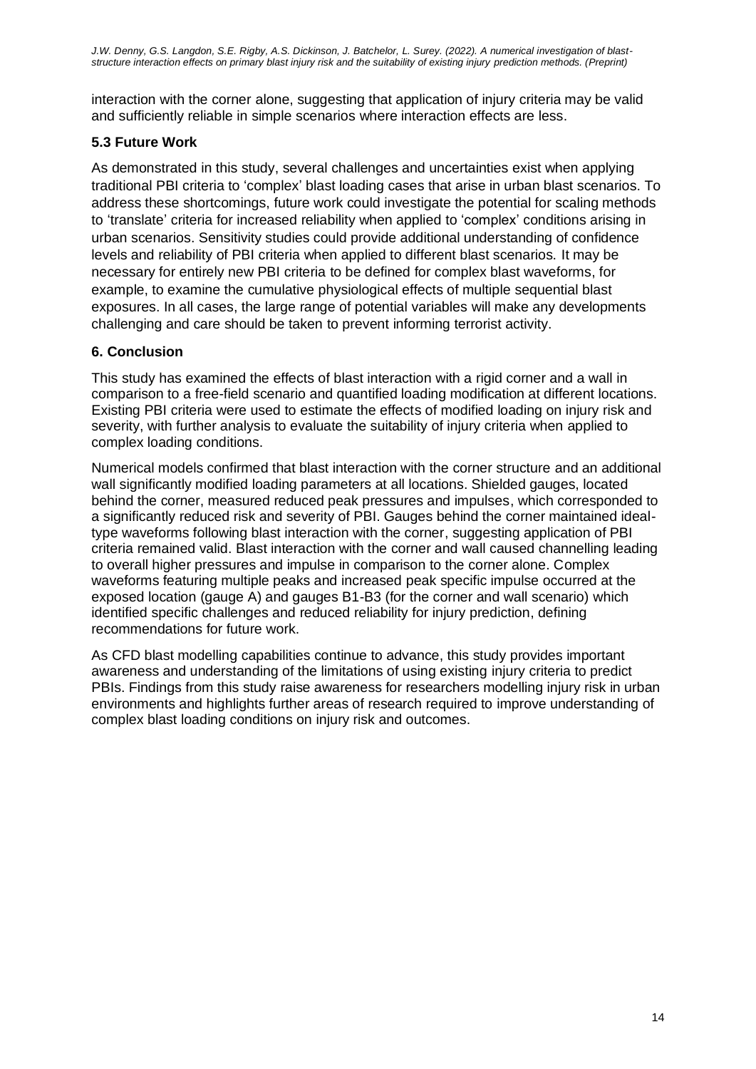interaction with the corner alone, suggesting that application of injury criteria may be valid and sufficiently reliable in simple scenarios where interaction effects are less.

### 5.3 Future Work

As demonstrated in this study, several challenges and uncertainties exist when applying traditional PBI criteria to 'complex' blast loading cases that arise in urban blast scenarios. To address these shortcomings, future work could investigate the potential for scaling methods to 'translate' criteria for increased reliability when applied to 'complex' conditions arising in urban scenarios. Sensitivity studies could provide additional understanding of confidence levels and reliability of PBI criteria when applied to different blast scenarios. It may be necessary for entirely new PBI criteria to be defined for complex blast waveforms, for example, to examine the cumulative physiological effects of multiple sequential blast exposures. In all cases, the large range of potential variables will make any developments challenging and care should be taken to prevent informing terrorist activity.

## 6. Conclusion

This study has examined the effects of blast interaction with a rigid corner and a wall in comparison to a free-field scenario and quantified loading modification at different locations. Existing PBI criteria were used to estimate the effects of modified loading on injury risk and severity, with further analysis to evaluate the suitability of injury criteria when applied to complex loading conditions.

Numerical models confirmed that blast interaction with the corner structure and an additional wall significantly modified loading parameters at all locations. Shielded gauges, located behind the corner, measured reduced peak pressures and impulses, which corresponded to a significantly reduced risk and severity of PBI. Gauges behind the corner maintained ideal-type waveforms following blast interaction with the corner, suggesting application of PBI criteria remained valid. Blast interaction with the corner and wall caused channelling leading to overall higher pressures and impulse in comparison to the corner alone. Complex waveforms featuring multiple peaks and increased peak specific impulse occurred at the exposed location (gauge A) and gauges B1-B3 (for the corner and wall scenario) which identified specific challenges and reduced reliability for injury prediction, defining recommendations for future work.

As CFD blast modelling capabilities continue to advance, this study provides important awareness and understanding of the limitations of using existing injury criteria to predict PBIs. Findings from this study raise awareness for researchers modelling injury risk in urban environments and highlights further areas of research required to improve understanding of complex blast loading conditions on injury risk and outcomes.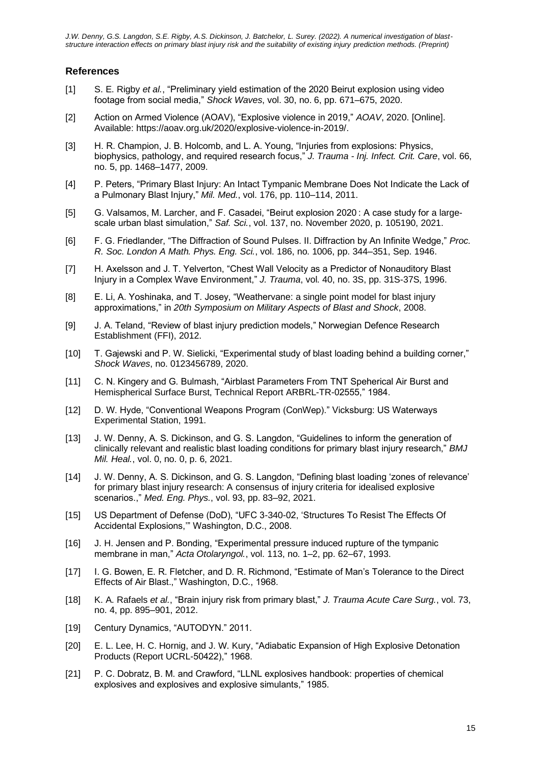## References

[1] S. E. Rigby *et al.*, “Preliminary yield estimation of the 2020 Beirut explosion using video footage from social media,” *Shock Waves*, vol. 30, no. 6, pp. 671–675, 2020.

[2] Action on Armed Violence (AOAV), “Explosive violence in 2019,” *AOAV*, 2020. [Online]. Available: https://aoav.org.uk/2020/explosive-violence-in-2019/.

[3] H. R. Champion, J. B. Holcomb, and L. A. Young, “Injuries from explosions: Physics, biophysics, pathology, and required research focus,” *J. Trauma - Inj. Infect. Crit. Care*, vol. 66, no. 5, pp. 1468–1477, 2009.

[4] P. Peters, “Primary Blast Injury: An Intact Tympanic Membrane Does Not Indicate the Lack of a Pulmonary Blast Injury,” *Mil. Med.*, vol. 176, pp. 110–114, 2011.

[5] G. Valsamos, M. Larcher, and F. Casadei, “Beirut explosion 2020 : A case study for a large-scale urban blast simulation,” *Saf. Sci.*, vol. 137, no. November 2020, p. 105190, 2021.

[6] F. G. Friedlander, “The Diffraction of Sound Pulses. II. Diffraction by An Infinite Wedge,” *Proc. R. Soc. London A Math. Phys. Eng. Sci.*, vol. 186, no. 1006, pp. 344–351, Sep. 1946.

[7] H. Axelsson and J. T. Yelverton, “Chest Wall Velocity as a Predictor of Nonauditory Blast Injury in a Complex Wave Environment,” *J. Trauma*, vol. 40, no. 3S, pp. 31S-37S, 1996.

[8] E. Li, A. Yoshinaka, and T. Josey, “Weathervane: a single point model for blast injury approximations,” in *20th Symposium on Military Aspects of Blast and Shock*, 2008.

[9] J. A. Teland, “Review of blast injury prediction models,” Norwegian Defence Research Establishment (FFI), 2012.

[10] T. Gajewski and P. W. Sielicki, “Experimental study of blast loading behind a building corner,” *Shock Waves*, no. 0123456789, 2020.

[11] C. N. Kingery and G. Bulmash, “Airblast Parameters From TNT Speherical Air Burst and Hemispherical Surface Burst, Technical Report ARBRL-TR-02555,” 1984.

[12] D. W. Hyde, “Conventional Weapons Program (ConWep).” Vicksburg: US Waterways Experimental Station, 1991.

[13] J. W. Denny, A. S. Dickinson, and G. S. Langdon, “Guidelines to inform the generation of clinically relevant and realistic blast loading conditions for primary blast injury research,” *BMJ Mil. Heal.*, vol. 0, no. 0, p. 6, 2021.

[14] J. W. Denny, A. S. Dickinson, and G. S. Langdon, “Defining blast loading ‘zones of relevance’ for primary blast injury research: A consensus of injury criteria for idealised explosive scenarios.,” *Med. Eng. Phys.*, vol. 93, pp. 83–92, 2021.

[15] US Department of Defense (DoD), “UFC 3-340-02, ‘Structures To Resist The Effects Of Accidental Explosions,’” Washington, D.C., 2008.

[16] J. H. Jensen and P. Bonding, “Experimental pressure induced rupture of the tympanic membrane in man,” *Acta Otolaryngol.*, vol. 113, no. 1–2, pp. 62–67, 1993.

[17] I. G. Bowen, E. R. Fletcher, and D. R. Richmond, “Estimate of Man’s Tolerance to the Direct Effects of Air Blast.,” Washington, D.C., 1968.

[18] K. A. Rafaels *et al.*, “Brain injury risk from primary blast,” *J. Trauma Acute Care Surg.*, vol. 73, no. 4, pp. 895–901, 2012.

[19] Century Dynamics, “AUTODYN.” 2011.

[20] E. L. Lee, H. C. Hornig, and J. W. Kury, “Adiabatic Expansion of High Explosive Detonation Products (Report UCRL-50422),” 1968.

[21] P. C. Dobratz, B. M. and Crawford, “LLNL explosives handbook: properties of chemical explosives and explosives and explosive simulants,” 1985.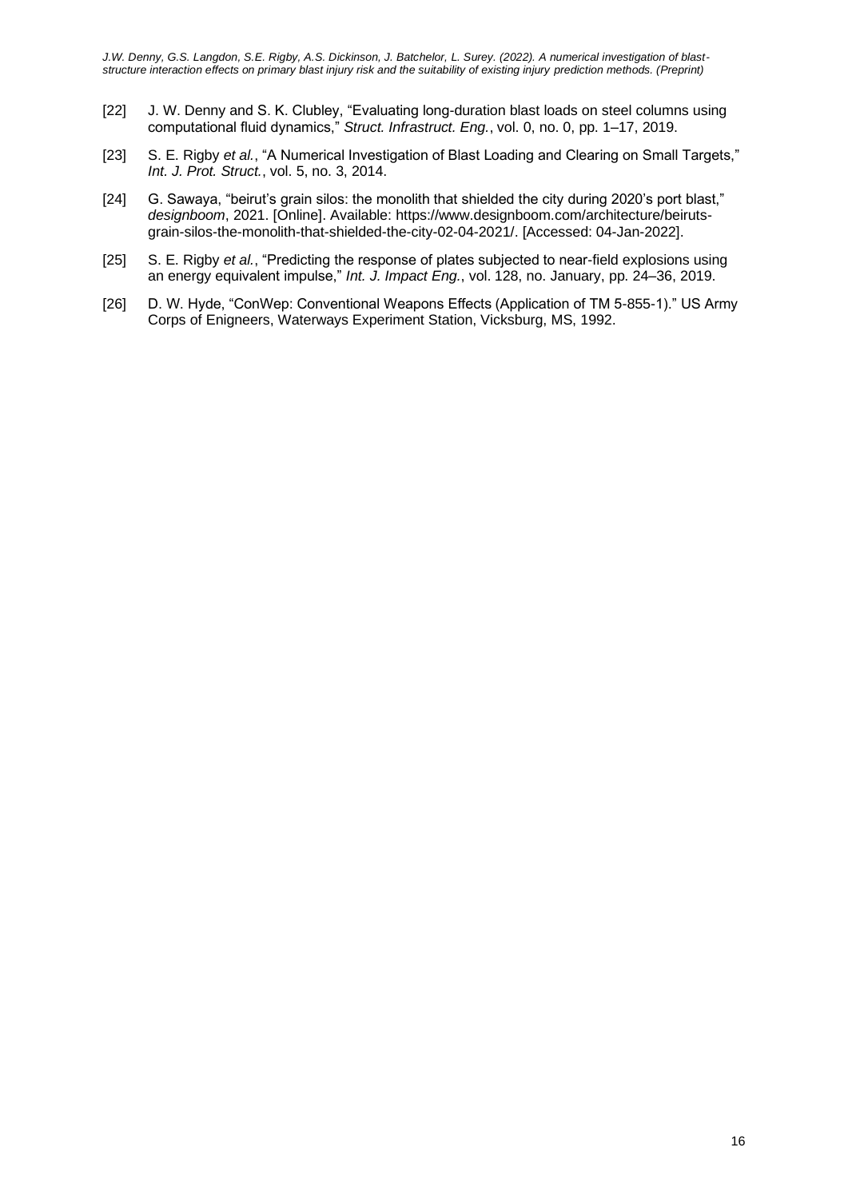[22] J. W. Denny and S. K. Clubley, "Evaluating long-duration blast loads on steel columns using computational fluid dynamics," *Struct. Infrastruct. Eng.*, vol. 0, no. 0, pp. 1–17, 2019.

[23] S. E. Rigby *et al.*, "A Numerical Investigation of Blast Loading and Clearing on Small Targets," *Int. J. Prot. Struct.*, vol. 5, no. 3, 2014.

[24] G. Sawaya, "beirut's grain silos: the monolith that shielded the city during 2020's port blast," *designboom*, 2021. [Online]. Available: https://www.designboom.com/architecture/beiruts-grain-silos-the-monolith-that-shielded-the-city-02-04-2021/. [Accessed: 04-Jan-2022].

[25] S. E. Rigby *et al.*, "Predicting the response of plates subjected to near-field explosions using an energy equivalent impulse," *Int. J. Impact Eng.*, vol. 128, no. January, pp. 24–36, 2019.

[26] D. W. Hyde, "ConWep: Conventional Weapons Effects (Application of TM 5-855-1)." US Army Corps of Enigneers, Waterways Experiment Station, Vicksburg, MS, 1992.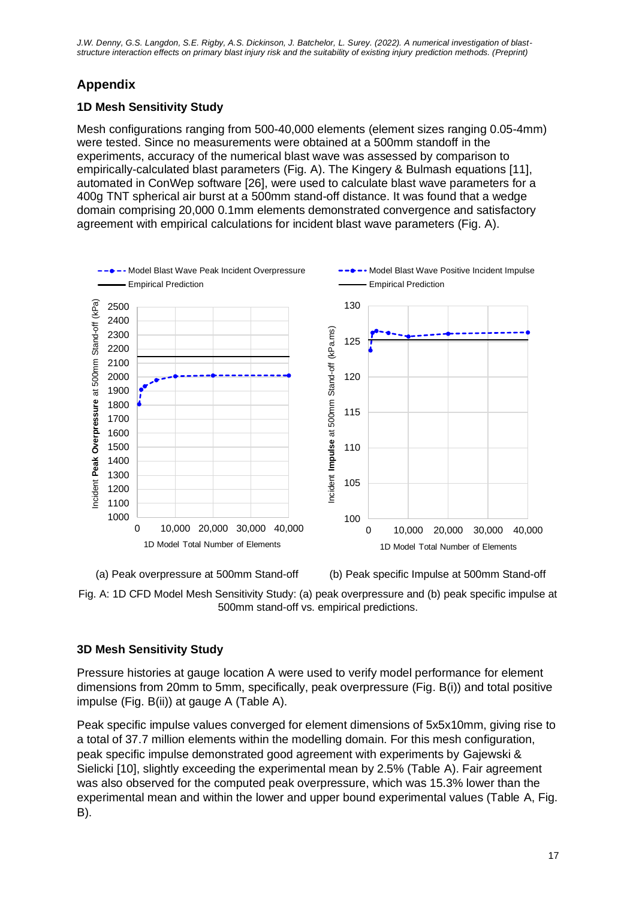## Appendix

### 1D Mesh Sensitivity Study

Mesh configurations ranging from 500-40,000 elements (element sizes ranging 0.05-4mm) were tested. Since no measurements were obtained at a 500mm standoff in the experiments, accuracy of the numerical blast wave was assessed by comparison to empirically-calculated blast parameters (Fig. A). The Kingery & Bulmash equations [11], automated in ConWep software [26], were used to calculate blast wave parameters for a 400g TNT spherical air burst at a 500mm stand-off distance. It was found that a wedge domain comprising 20,000 0.1mm elements demonstrated convergence and satisfactory agreement with empirical calculations for incident blast wave parameters (Fig. A).

(a) Peak overpressure at 500mm Stand-off

(b) Peak specific Impulse at 500mm Stand-off

Fig. A: 1D CFD Model Mesh Sensitivity Study: (a) peak overpressure and (b) peak specific impulse at 500mm stand-off vs. empirical predictions.

### 3D Mesh Sensitivity Study

Pressure histories at gauge location A were used to verify model performance for element dimensions from 20mm to 5mm, specifically, peak overpressure (Fig. B(i)) and total positive impulse (Fig. B(ii)) at gauge A (Table A).

Peak specific impulse values converged for element dimensions of 5x5x10mm, giving rise to a total of 37.7 million elements within the modelling domain. For this mesh configuration, peak specific impulse demonstrated good agreement with experiments by Gajewski & Sielicki [10], slightly exceeding the experimental mean by 2.5% (Table A). Fair agreement was also observed for the computed peak overpressure, which was 15.3% lower than the experimental mean and within the lower and upper bound experimental values (Table A, Fig. B).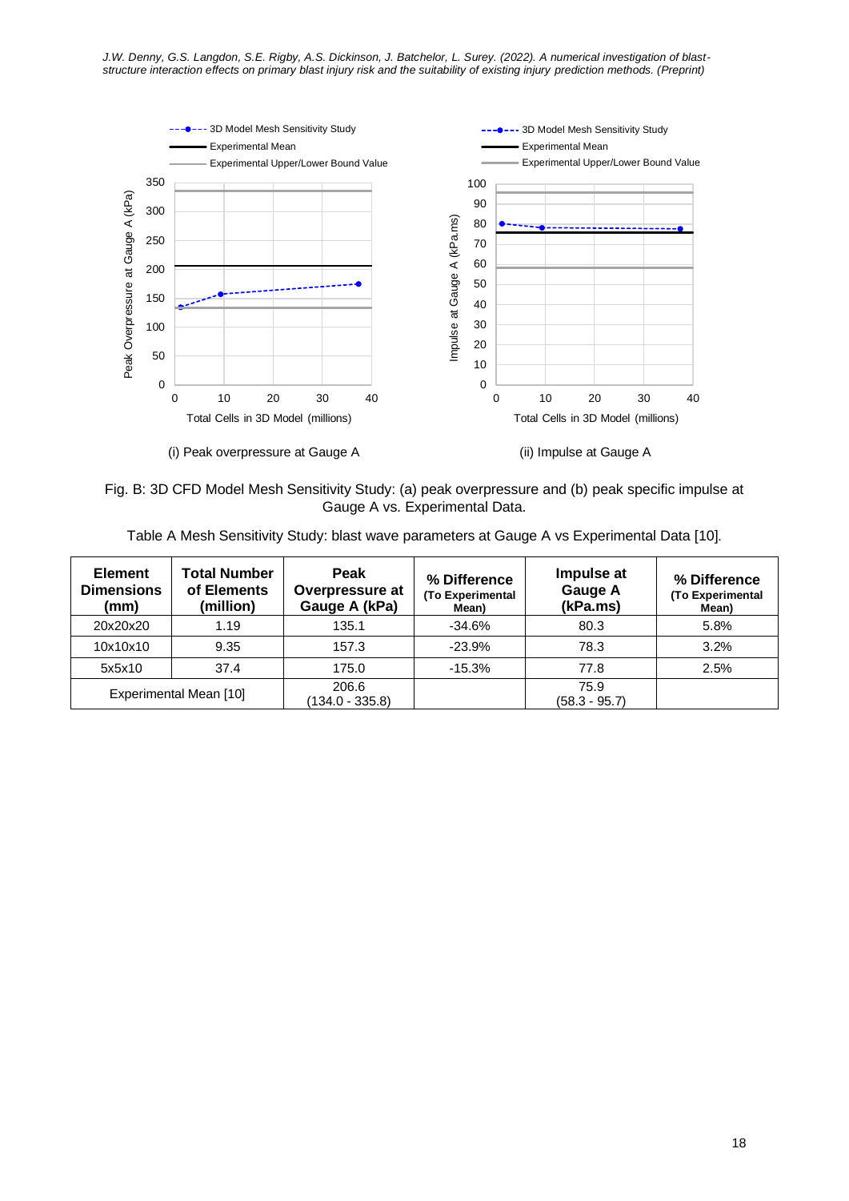--- 3D Model Mesh Sensitivity Study
Experimental Mean
Experimental Upper/Lower Bound Value

Peak Overpressure at Gauge A (kPa)

350
300
250
200
150
100
50
0

0 10 20 30 40

Total Cells in 3D Model (millions)

(i) Peak overpressure at Gauge A

--- 3D Model Mesh Sensitivity Study
Experimental Mean
Experimental Upper/Lower Bound Value

Impulse at Gauge A (kPa.ms)

100
90
80
70
60
50
40
30
20
10
0

0 10 20 30 40

Total Cells in 3D Model (millions)

(ii) Impulse at Gauge A

Fig. B: 3D CFD Model Mesh Sensitivity Study: (a) peak overpressure and (b) peak specific impulse at Gauge A vs. Experimental Data.

Table A Mesh Sensitivity Study: blast wave parameters at Gauge A vs Experimental Data [10].

| Element Dimensions (mm) | Total Number of Elements (million) | Peak Overpressure at Gauge A (kPa) | % Difference (To Experimental Mean) | Impulse at Gauge A (kPa.ms) | % Difference (To Experimental Mean) |
|---|---|---|---|---|---|
| 20x20x20 | 1.19 | 135.1 | -34.6% | 80.3 | 5.8% |
| 10x10x10 | 9.35 | 157.3 | -23.9% | 78.3 | 3.2% |
| 5x5x10 | 37.4 | 175.0 | -15.3% | 77.8 | 2.5% |
| Experimental Mean [10] | | 206.6 (134.0 - 335.8) | | 75.9 (58.3 - 95.7) | |